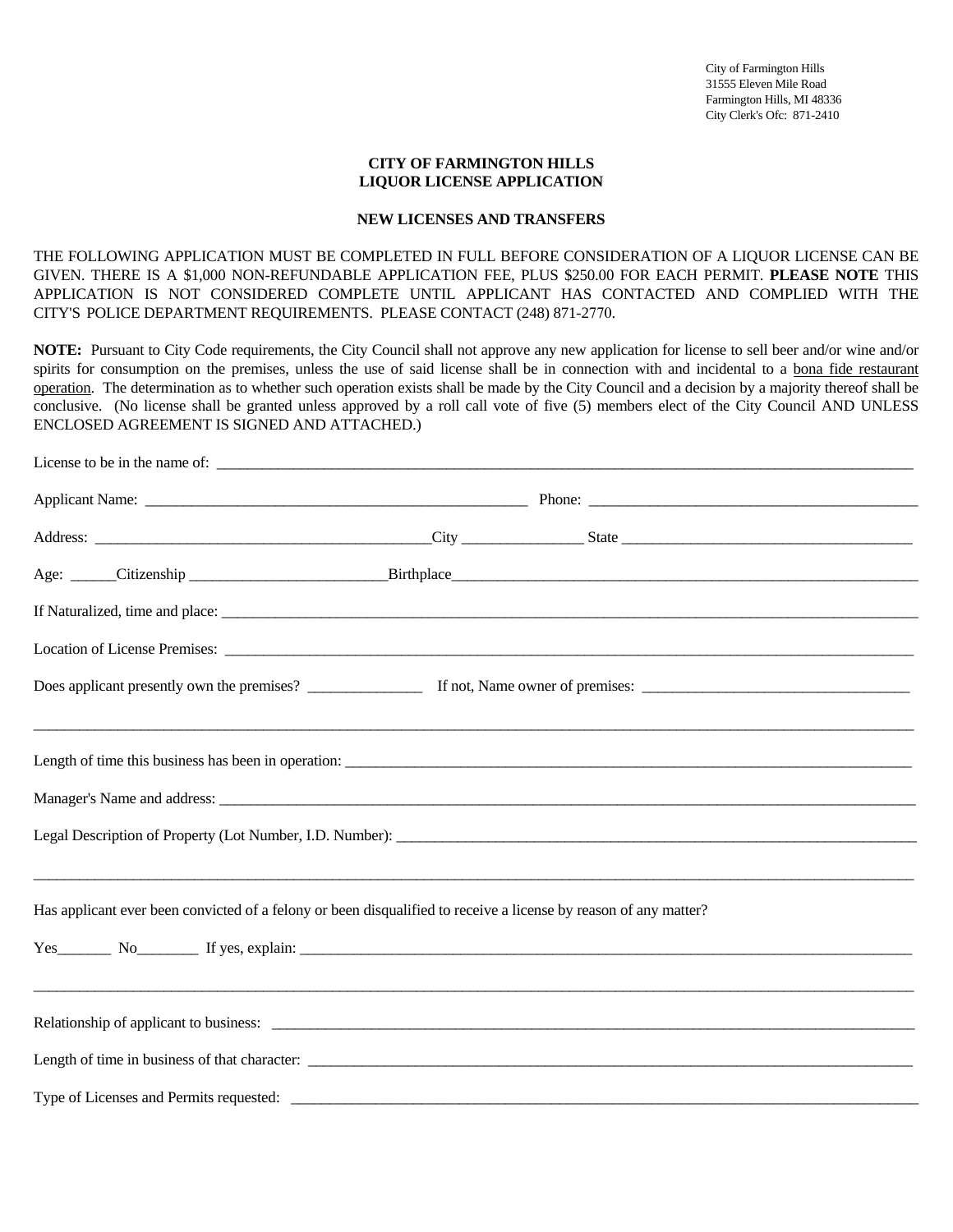City of Farmington Hills
31555 Eleven Mile Road
Farmington Hills, MI 48336
City Clerk's Ofc: 871-2410

# CITY OF FARMINGTON HILLS
# LIQUOR LICENSE APPLICATION

## NEW LICENSES AND TRANSFERS

THE FOLLOWING APPLICATION MUST BE COMPLETED IN FULL BEFORE CONSIDERATION OF A LIQUOR LICENSE CAN BE GIVEN. THERE IS A $1,000 NON-REFUNDABLE APPLICATION FEE, PLUS $250.00 FOR EACH PERMIT. **PLEASE NOTE** THIS APPLICATION IS NOT CONSIDERED COMPLETE UNTIL APPLICANT HAS CONTACTED AND COMPLIED WITH THE CITY'S POLICE DEPARTMENT REQUIREMENTS. PLEASE CONTACT (248) 871-2770.

**NOTE:** Pursuant to City Code requirements, the City Council shall not approve any new application for license to sell beer and/or wine and/or spirits for consumption on the premises, unless the use of said license shall be in connection with and incidental to a bona fide restaurant operation. The determination as to whether such operation exists shall be made by the City Council and a decision by a majority thereof shall be conclusive. (No license shall be granted unless approved by a roll call vote of five (5) members elect of the City Council AND UNLESS ENCLOSED AGREEMENT IS SIGNED AND ATTACHED.)

License to be in the name of: ____________________________________________

Applicant Name: ______________________________ Phone: ______________________________

Address: ______________________________ City ______________ State ______________________

Age: ______ Citizenship ______________________ Birthplace ______________________________

If Naturalized, time and place: ____________________________________________

Location of License Premises: ____________________________________________

Does applicant presently own the premises? ______________ If not, Name owner of premises: ______________________

____________________________________________

Length of time this business has been in operation: ____________________________________________

Manager's Name and address: ____________________________________________

Legal Description of Property (Lot Number, I.D. Number): ____________________________________________

____________________________________________

Has applicant ever been convicted of a felony or been disqualified to receive a license by reason of any matter?

Yes_______ No________ If yes, explain: ____________________________________________

____________________________________________

Relationship of applicant to business: ____________________________________________

Length of time in business of that character: ____________________________________________

Type of Licenses and Permits requested: ____________________________________________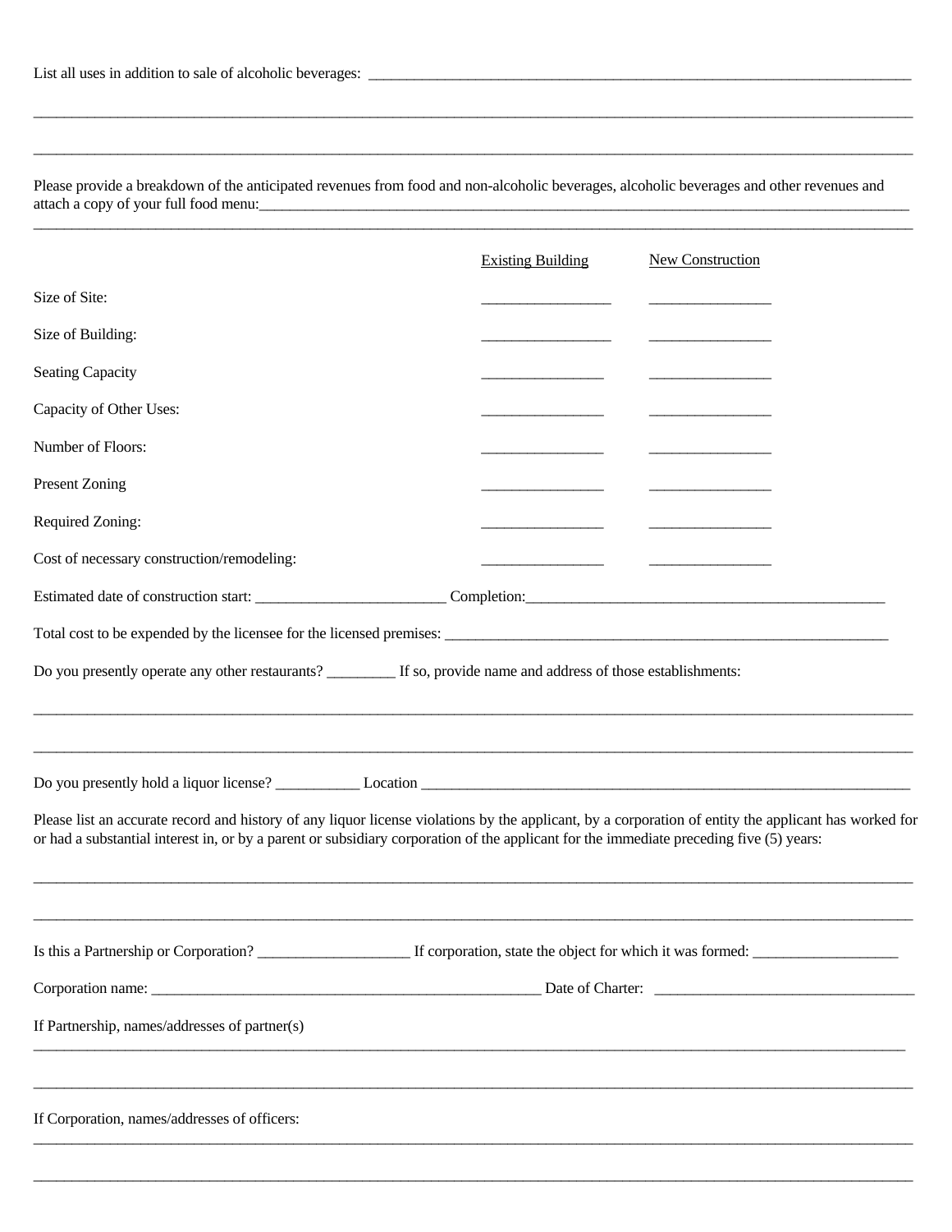List all uses in addition to sale of alcoholic beverages: ___________________________________________________________________________

______________________________________________________________________________________________________________

______________________________________________________________________________________________________________

Please provide a breakdown of the anticipated revenues from food and non-alcoholic beverages, alcoholic beverages and other revenues and attach a copy of your full food menu:_________________________________________________________________________________________

______________________________________________________________________________________________________________

| | Existing Building | New Construction |
|---|---|---|
| Size of Site: | ________________ | ________________ |
| Size of Building: | ________________ | ________________ |
| Seating Capacity | ________________ | ________________ |
| Capacity of Other Uses: | ________________ | ________________ |
| Number of Floors: | ________________ | ________________ |
| Present Zoning | ________________ | ________________ |
| Required Zoning: | ________________ | ________________ |
| Cost of necessary construction/remodeling: | ________________ | ________________ |

Estimated date of construction start: _________________________ Completion:__________________________________________________

Total cost to be expended by the licensee for the licensed premises: _____________________________________________________________

Do you presently operate any other restaurants? _________ If so, provide name and address of those establishments:

______________________________________________________________________________________________________________

______________________________________________________________________________________________________________

Do you presently hold a liquor license? ___________ Location _____________________________________________________________________

Please list an accurate record and history of any liquor license violations by the applicant, by a corporation of entity the applicant has worked for or had a substantial interest in, or by a parent or subsidiary corporation of the applicant for the immediate preceding five (5) years:

______________________________________________________________________________________________________________

______________________________________________________________________________________________________________

Is this a Partnership or Corporation? ____________________ If corporation, state the object for which it was formed: ___________________

Corporation name: ______________________________________________________ Date of Charter: __________________________________

If Partnership, names/addresses of partner(s)

______________________________________________________________________________________________________________

______________________________________________________________________________________________________________

If Corporation, names/addresses of officers:

______________________________________________________________________________________________________________

______________________________________________________________________________________________________________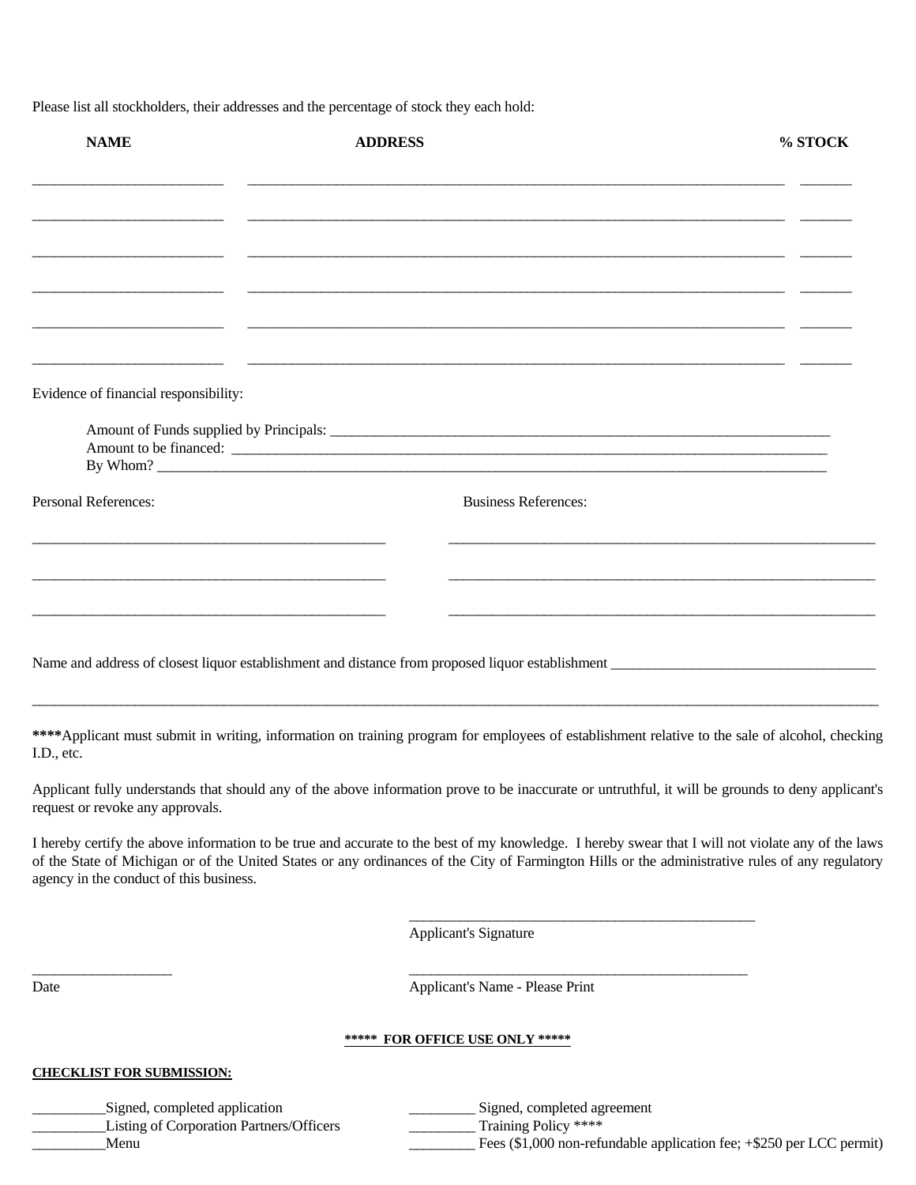Please list all stockholders, their addresses and the percentage of stock they each hold:

| NAME | ADDRESS | % STOCK |
|---|---|---|
| __________________________ | __________________________________________________________________________ | _______ |
| __________________________ | __________________________________________________________________________ | _______ |
| __________________________ | __________________________________________________________________________ | _______ |
| __________________________ | __________________________________________________________________________ | _______ |
| __________________________ | __________________________________________________________________________ | _______ |
| __________________________ | __________________________________________________________________________ | _______ |

Evidence of financial responsibility:

Amount of Funds supplied by Principals: ___________________________________________________________________________

Amount to be financed: _____________________________________________________________________________________

By Whom? __________________________________________________________________________________________________

Personal References:

_________________________________________________

_________________________________________________

_________________________________________________

Business References:

___________________________________________________________

___________________________________________________________

___________________________________________________________

Name and address of closest liquor establishment and distance from proposed liquor establishment ____________________________________

_________________________________________________________________________________________________________________________

**\*\*\*\***Applicant must submit in writing, information on training program for employees of establishment relative to the sale of alcohol, checking I.D., etc.

Applicant fully understands that should any of the above information prove to be inaccurate or untruthful, it will be grounds to deny applicant's request or revoke any approvals.

I hereby certify the above information to be true and accurate to the best of my knowledge. I hereby swear that I will not violate any of the laws of the State of Michigan or of the United States or any ordinances of the City of Farmington Hills or the administrative rules of any regulatory agency in the conduct of this business.

________________________________________________
Applicant's Signature

___________________
Date

_______________________________________________
Applicant's Name - Please Print

**\*\*\*\*\* FOR OFFICE USE ONLY \*\*\*\*\***

**CHECKLIST FOR SUBMISSION:**

__________Signed, completed application
__________Listing of Corporation Partners/Officers
__________Menu

_________ Signed, completed agreement
_________ Training Policy \*\*\*\*
_________ Fees ($1,000 non-refundable application fee; +$250 per LCC permit)